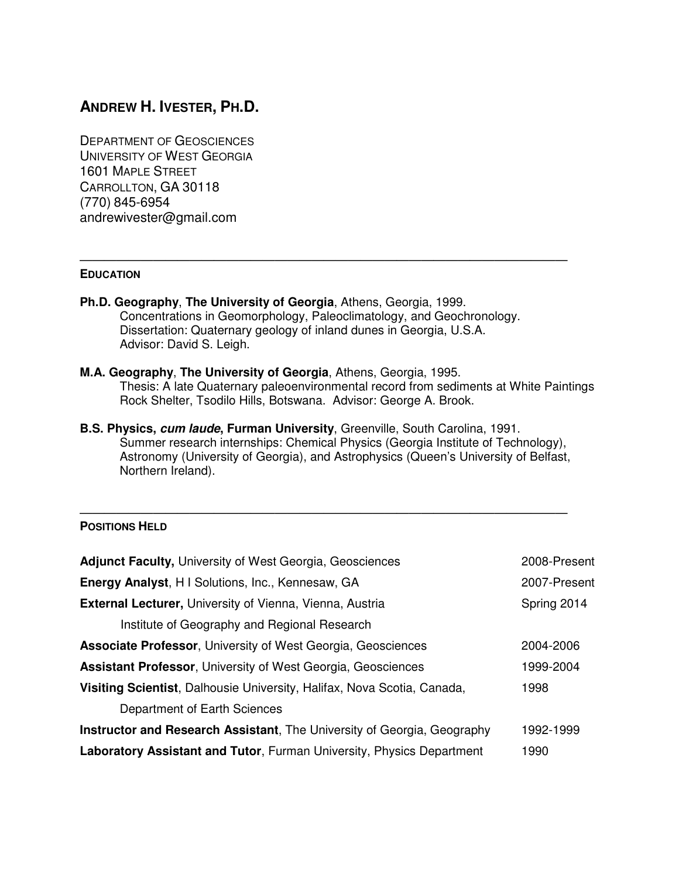# ANDREW H. IVESTER, PH.D.

DEPARTMENT OF GEOSCIENCES
UNIVERSITY OF WEST GEORGIA
1601 MAPLE STREET
CARROLLTON, GA 30118
(770) 845-6954
andrewivester@gmail.com

---

## EDUCATION

**Ph.D. Geography**, **The University of Georgia**, Athens, Georgia, 1999.
Concentrations in Geomorphology, Paleoclimatology, and Geochronology.
Dissertation: Quaternary geology of inland dunes in Georgia, U.S.A.
Advisor: David S. Leigh.

**M.A. Geography**, **The University of Georgia**, Athens, Georgia, 1995.
Thesis: A late Quaternary paleoenvironmental record from sediments at White Paintings Rock Shelter, Tsodilo Hills, Botswana. Advisor: George A. Brook.

**B.S. Physics, *cum laude*, Furman University**, Greenville, South Carolina, 1991.
Summer research internships: Chemical Physics (Georgia Institute of Technology), Astronomy (University of Georgia), and Astrophysics (Queen's University of Belfast, Northern Ireland).

---

## POSITIONS HELD

| | |
|---|---|
| **Adjunct Faculty,** University of West Georgia, Geosciences | 2008-Present |
| **Energy Analyst**, H I Solutions, Inc., Kennesaw, GA | 2007-Present |
| **External Lecturer,** University of Vienna, Vienna, Austria<br>Institute of Geography and Regional Research | Spring 2014 |
| **Associate Professor**, University of West Georgia, Geosciences | 2004-2006 |
| **Assistant Professor**, University of West Georgia, Geosciences | 1999-2004 |
| **Visiting Scientist**, Dalhousie University, Halifax, Nova Scotia, Canada,<br>Department of Earth Sciences | 1998 |
| **Instructor and Research Assistant**, The University of Georgia, Geography | 1992-1999 |
| **Laboratory Assistant and Tutor**, Furman University, Physics Department | 1990 |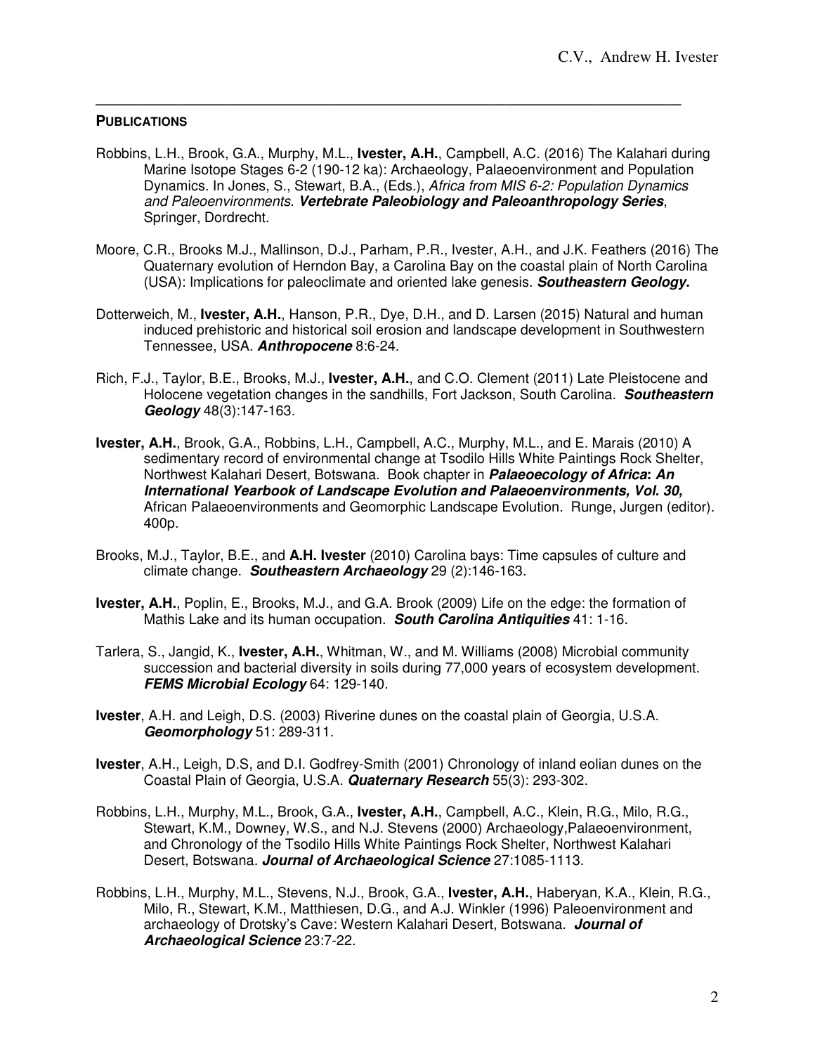## PUBLICATIONS

Robbins, L.H., Brook, G.A., Murphy, M.L., **Ivester, A.H.**, Campbell, A.C. (2016) The Kalahari during Marine Isotope Stages 6-2 (190-12 ka): Archaeology, Palaeoenvironment and Population Dynamics. In Jones, S., Stewart, B.A., (Eds.), *Africa from MIS 6-2: Population Dynamics and Paleoenvironments*. ***Vertebrate Paleobiology and Paleoanthropology Series***, Springer, Dordrecht.

Moore, C.R., Brooks M.J., Mallinson, D.J., Parham, P.R., Ivester, A.H., and J.K. Feathers (2016) The Quaternary evolution of Herndon Bay, a Carolina Bay on the coastal plain of North Carolina (USA): Implications for paleoclimate and oriented lake genesis. ***Southeastern Geology*.**

Dotterweich, M., **Ivester, A.H.**, Hanson, P.R., Dye, D.H., and D. Larsen (2015) Natural and human induced prehistoric and historical soil erosion and landscape development in Southwestern Tennessee, USA. ***Anthropocene*** 8:6-24.

Rich, F.J., Taylor, B.E., Brooks, M.J., **Ivester, A.H.**, and C.O. Clement (2011) Late Pleistocene and Holocene vegetation changes in the sandhills, Fort Jackson, South Carolina. ***Southeastern Geology*** 48(3):147-163.

**Ivester, A.H.**, Brook, G.A., Robbins, L.H., Campbell, A.C., Murphy, M.L., and E. Marais (2010) A sedimentary record of environmental change at Tsodilo Hills White Paintings Rock Shelter, Northwest Kalahari Desert, Botswana. Book chapter in ***Palaeoecology of Africa*: *An International Yearbook of Landscape Evolution and Palaeoenvironments, Vol. 30,*** African Palaeoenvironments and Geomorphic Landscape Evolution. Runge, Jurgen (editor). 400p.

Brooks, M.J., Taylor, B.E., and **A.H. Ivester** (2010) Carolina bays: Time capsules of culture and climate change. ***Southeastern Archaeology*** 29 (2):146-163.

**Ivester, A.H.**, Poplin, E., Brooks, M.J., and G.A. Brook (2009) Life on the edge: the formation of Mathis Lake and its human occupation. ***South Carolina Antiquities*** 41: 1-16.

Tarlera, S., Jangid, K., **Ivester, A.H.**, Whitman, W., and M. Williams (2008) Microbial community succession and bacterial diversity in soils during 77,000 years of ecosystem development. ***FEMS Microbial Ecology*** 64: 129-140.

**Ivester**, A.H. and Leigh, D.S. (2003) Riverine dunes on the coastal plain of Georgia, U.S.A. ***Geomorphology*** 51: 289-311.

**Ivester**, A.H., Leigh, D.S, and D.I. Godfrey-Smith (2001) Chronology of inland eolian dunes on the Coastal Plain of Georgia, U.S.A. ***Quaternary Research*** 55(3): 293-302.

Robbins, L.H., Murphy, M.L., Brook, G.A., **Ivester, A.H.**, Campbell, A.C., Klein, R.G., Milo, R.G., Stewart, K.M., Downey, W.S., and N.J. Stevens (2000) Archaeology,Palaeoenvironment, and Chronology of the Tsodilo Hills White Paintings Rock Shelter, Northwest Kalahari Desert, Botswana. ***Journal of Archaeological Science*** 27:1085-1113.

Robbins, L.H., Murphy, M.L., Stevens, N.J., Brook, G.A., **Ivester, A.H.**, Haberyan, K.A., Klein, R.G., Milo, R., Stewart, K.M., Matthiesen, D.G., and A.J. Winkler (1996) Paleoenvironment and archaeology of Drotsky's Cave: Western Kalahari Desert, Botswana. ***Journal of Archaeological Science*** 23:7-22.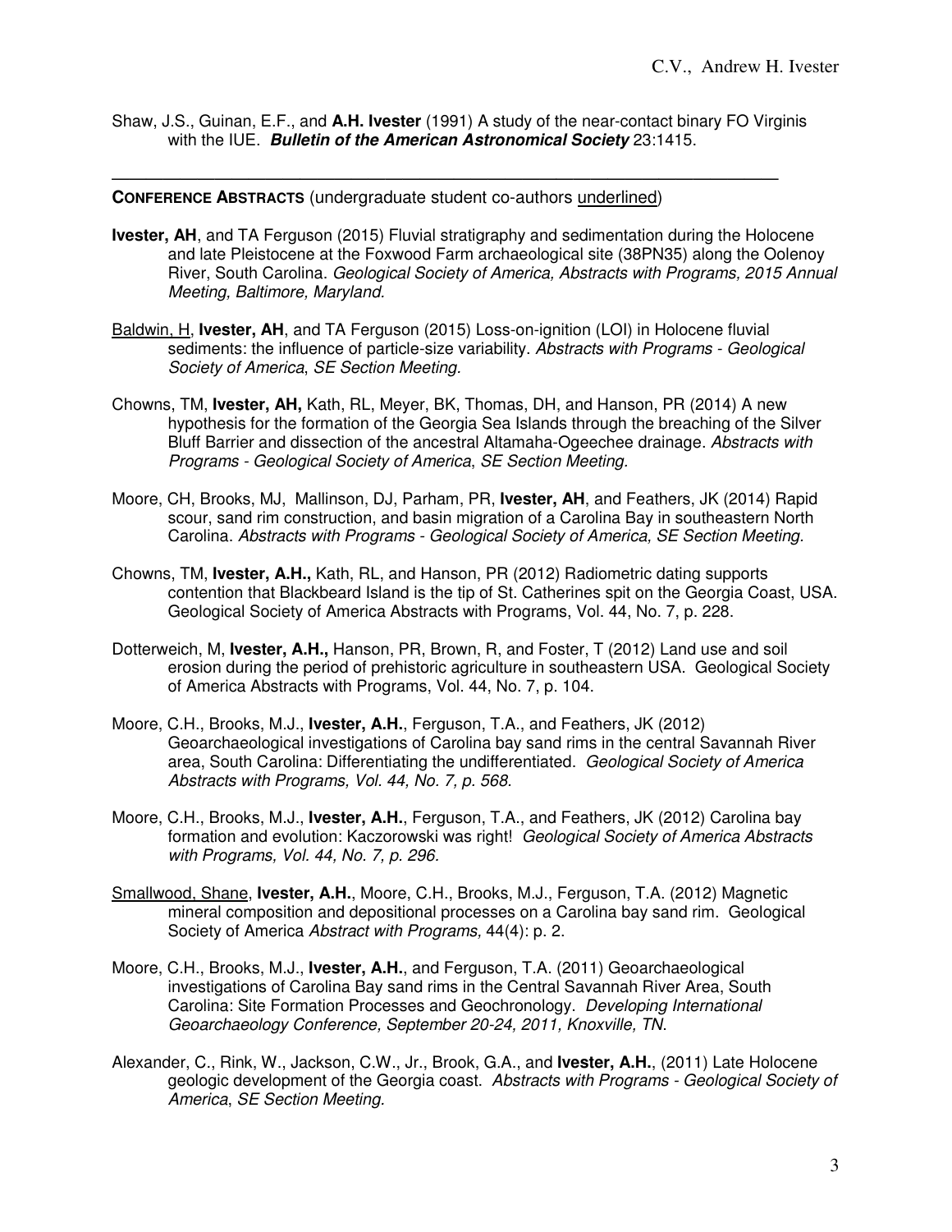Shaw, J.S., Guinan, E.F., and **A.H. Ivester** (1991) A study of the near-contact binary FO Virginis with the IUE. ***Bulletin of the American Astronomical Society*** 23:1415.

---

**CONFERENCE ABSTRACTS** (undergraduate student co-authors <u>underlined</u>)

**Ivester, AH**, and TA Ferguson (2015) Fluvial stratigraphy and sedimentation during the Holocene and late Pleistocene at the Foxwood Farm archaeological site (38PN35) along the Oolenoy River, South Carolina. *Geological Society of America, Abstracts with Programs, 2015 Annual Meeting, Baltimore, Maryland.*

<u>Baldwin, H</u>, **Ivester, AH**, and TA Ferguson (2015) Loss-on-ignition (LOI) in Holocene fluvial sediments: the influence of particle-size variability. *Abstracts with Programs - Geological Society of America, SE Section Meeting.*

Chowns, TM, **Ivester, AH,** Kath, RL, Meyer, BK, Thomas, DH, and Hanson, PR (2014) A new hypothesis for the formation of the Georgia Sea Islands through the breaching of the Silver Bluff Barrier and dissection of the ancestral Altamaha-Ogeechee drainage. *Abstracts with Programs - Geological Society of America, SE Section Meeting.*

Moore, CH, Brooks, MJ, Mallinson, DJ, Parham, PR, **Ivester, AH**, and Feathers, JK (2014) Rapid scour, sand rim construction, and basin migration of a Carolina Bay in southeastern North Carolina. *Abstracts with Programs - Geological Society of America, SE Section Meeting.*

Chowns, TM, **Ivester, A.H.,** Kath, RL, and Hanson, PR (2012) Radiometric dating supports contention that Blackbeard Island is the tip of St. Catherines spit on the Georgia Coast, USA. Geological Society of America Abstracts with Programs, Vol. 44, No. 7, p. 228.

Dotterweich, M, **Ivester, A.H.,** Hanson, PR, Brown, R, and Foster, T (2012) Land use and soil erosion during the period of prehistoric agriculture in southeastern USA. Geological Society of America Abstracts with Programs, Vol. 44, No. 7, p. 104.

Moore, C.H., Brooks, M.J., **Ivester, A.H.**, Ferguson, T.A., and Feathers, JK (2012) Geoarchaeological investigations of Carolina bay sand rims in the central Savannah River area, South Carolina: Differentiating the undifferentiated. *Geological Society of America Abstracts with Programs, Vol. 44, No. 7, p. 568.*

Moore, C.H., Brooks, M.J., **Ivester, A.H.**, Ferguson, T.A., and Feathers, JK (2012) Carolina bay formation and evolution: Kaczorowski was right! *Geological Society of America Abstracts with Programs, Vol. 44, No. 7, p. 296.*

<u>Smallwood, Shane</u>, **Ivester, A.H.**, Moore, C.H., Brooks, M.J., Ferguson, T.A. (2012) Magnetic mineral composition and depositional processes on a Carolina bay sand rim. Geological Society of America *Abstract with Programs,* 44(4): p. 2.

Moore, C.H., Brooks, M.J., **Ivester, A.H.**, and Ferguson, T.A. (2011) Geoarchaeological investigations of Carolina Bay sand rims in the Central Savannah River Area, South Carolina: Site Formation Processes and Geochronology. *Developing International Geoarchaeology Conference, September 20-24, 2011, Knoxville, TN.*

Alexander, C., Rink, W., Jackson, C.W., Jr., Brook, G.A., and **Ivester, A.H.**, (2011) Late Holocene geologic development of the Georgia coast. *Abstracts with Programs - Geological Society of America, SE Section Meeting.*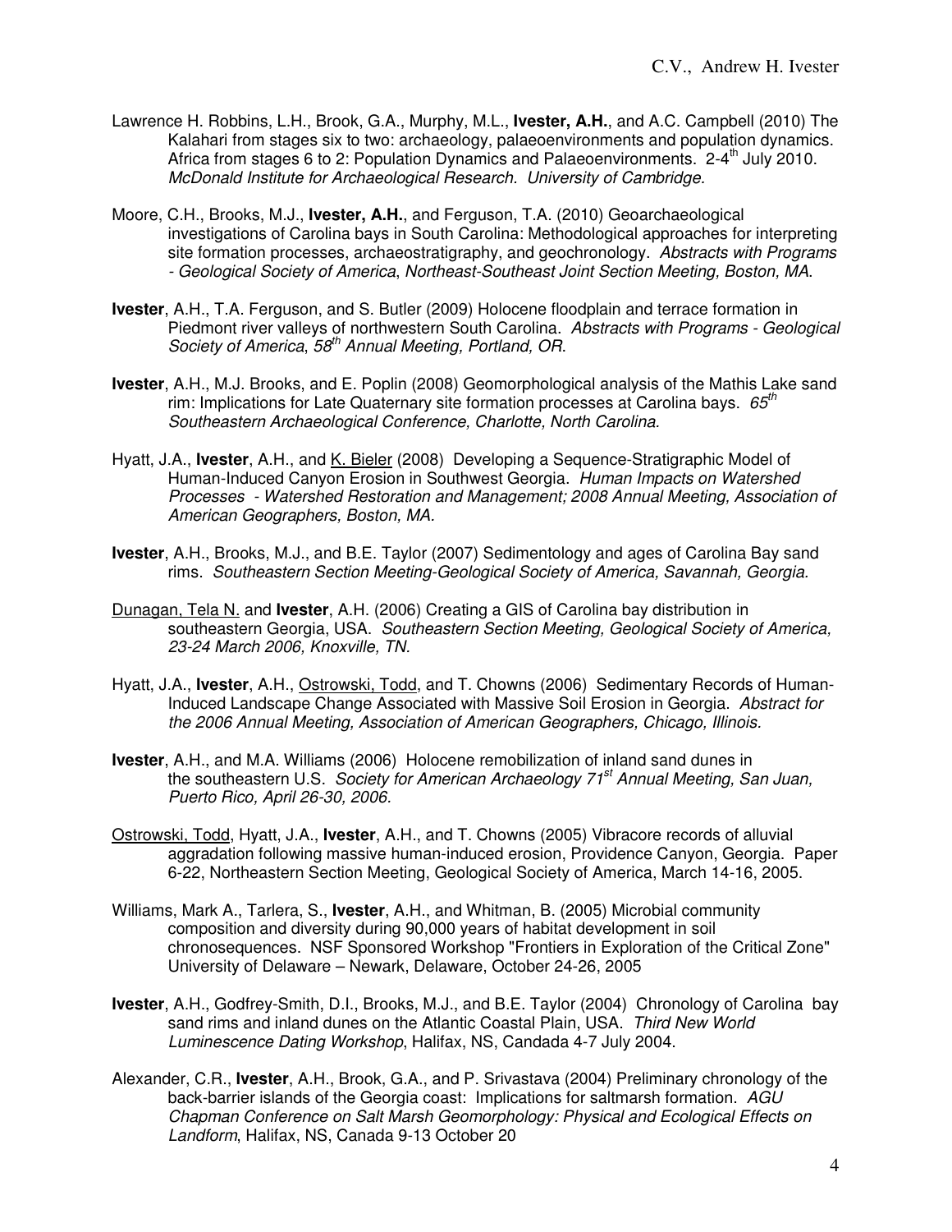Lawrence H. Robbins, L.H., Brook, G.A., Murphy, M.L., **Ivester, A.H.**, and A.C. Campbell (2010) The Kalahari from stages six to two: archaeology, palaeoenvironments and population dynamics. Africa from stages 6 to 2: Population Dynamics and Palaeoenvironments. 2-4th July 2010. *McDonald Institute for Archaeological Research. University of Cambridge.*

Moore, C.H., Brooks, M.J., **Ivester, A.H.**, and Ferguson, T.A. (2010) Geoarchaeological investigations of Carolina bays in South Carolina: Methodological approaches for interpreting site formation processes, archaeostratigraphy, and geochronology. *Abstracts with Programs - Geological Society of America*, *Northeast-Southeast Joint Section Meeting, Boston, MA*.

**Ivester**, A.H., T.A. Ferguson, and S. Butler (2009) Holocene floodplain and terrace formation in Piedmont river valleys of northwestern South Carolina. *Abstracts with Programs - Geological Society of America*, *58th Annual Meeting, Portland, OR*.

**Ivester**, A.H., M.J. Brooks, and E. Poplin (2008) Geomorphological analysis of the Mathis Lake sand rim: Implications for Late Quaternary site formation processes at Carolina bays. *65th Southeastern Archaeological Conference, Charlotte, North Carolina*.

Hyatt, J.A., **Ivester**, A.H., and K. Bieler (2008) Developing a Sequence-Stratigraphic Model of Human-Induced Canyon Erosion in Southwest Georgia. *Human Impacts on Watershed Processes - Watershed Restoration and Management; 2008 Annual Meeting, Association of American Geographers, Boston, MA.*

**Ivester**, A.H., Brooks, M.J., and B.E. Taylor (2007) Sedimentology and ages of Carolina Bay sand rims. *Southeastern Section Meeting-Geological Society of America, Savannah, Georgia.*

Dunagan, Tela N. and **Ivester**, A.H. (2006) Creating a GIS of Carolina bay distribution in southeastern Georgia, USA. *Southeastern Section Meeting, Geological Society of America, 23-24 March 2006, Knoxville, TN.*

Hyatt, J.A., **Ivester**, A.H., Ostrowski, Todd, and T. Chowns (2006) Sedimentary Records of Human-Induced Landscape Change Associated with Massive Soil Erosion in Georgia. *Abstract for the 2006 Annual Meeting, Association of American Geographers, Chicago, Illinois.*

**Ivester**, A.H., and M.A. Williams (2006) Holocene remobilization of inland sand dunes in the southeastern U.S. *Society for American Archaeology 71st Annual Meeting, San Juan, Puerto Rico, April 26-30, 2006.*

Ostrowski, Todd, Hyatt, J.A., **Ivester**, A.H., and T. Chowns (2005) Vibracore records of alluvial aggradation following massive human-induced erosion, Providence Canyon, Georgia. Paper 6-22, Northeastern Section Meeting, Geological Society of America, March 14-16, 2005.

Williams, Mark A., Tarlera, S., **Ivester**, A.H., and Whitman, B. (2005) Microbial community composition and diversity during 90,000 years of habitat development in soil chronosequences. NSF Sponsored Workshop "Frontiers in Exploration of the Critical Zone" University of Delaware – Newark, Delaware, October 24-26, 2005

**Ivester**, A.H., Godfrey-Smith, D.I., Brooks, M.J., and B.E. Taylor (2004) Chronology of Carolina bay sand rims and inland dunes on the Atlantic Coastal Plain, USA. *Third New World Luminescence Dating Workshop*, Halifax, NS, Candada 4-7 July 2004.

Alexander, C.R., **Ivester**, A.H., Brook, G.A., and P. Srivastava (2004) Preliminary chronology of the back-barrier islands of the Georgia coast: Implications for saltmarsh formation. *AGU Chapman Conference on Salt Marsh Geomorphology: Physical and Ecological Effects on Landform*, Halifax, NS, Canada 9-13 October 20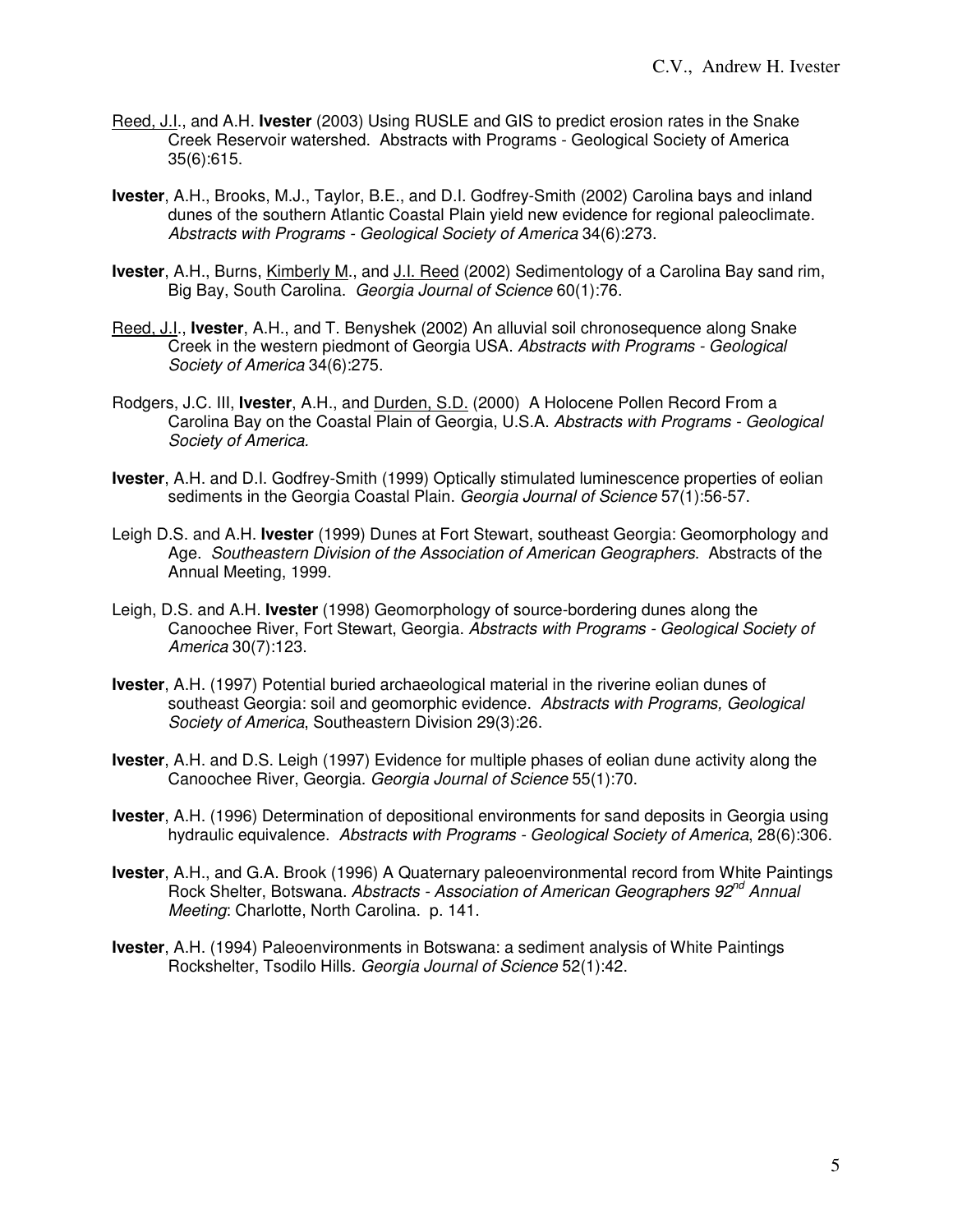Reed, J.I., and A.H. **Ivester** (2003) Using RUSLE and GIS to predict erosion rates in the Snake Creek Reservoir watershed. Abstracts with Programs - Geological Society of America 35(6):615.

**Ivester**, A.H., Brooks, M.J., Taylor, B.E., and D.I. Godfrey-Smith (2002) Carolina bays and inland dunes of the southern Atlantic Coastal Plain yield new evidence for regional paleoclimate. *Abstracts with Programs - Geological Society of America* 34(6):273.

**Ivester**, A.H., Burns, Kimberly M., and J.I. Reed (2002) Sedimentology of a Carolina Bay sand rim, Big Bay, South Carolina. *Georgia Journal of Science* 60(1):76.

Reed, J.I., **Ivester**, A.H., and T. Benyshek (2002) An alluvial soil chronosequence along Snake Creek in the western piedmont of Georgia USA. *Abstracts with Programs - Geological Society of America* 34(6):275.

Rodgers, J.C. III, **Ivester**, A.H., and Durden, S.D. (2000) A Holocene Pollen Record From a Carolina Bay on the Coastal Plain of Georgia, U.S.A. *Abstracts with Programs - Geological Society of America.*

**Ivester**, A.H. and D.I. Godfrey-Smith (1999) Optically stimulated luminescence properties of eolian sediments in the Georgia Coastal Plain. *Georgia Journal of Science* 57(1):56-57.

Leigh D.S. and A.H. **Ivester** (1999) Dunes at Fort Stewart, southeast Georgia: Geomorphology and Age. *Southeastern Division of the Association of American Geographers*. Abstracts of the Annual Meeting, 1999.

Leigh, D.S. and A.H. **Ivester** (1998) Geomorphology of source-bordering dunes along the Canoochee River, Fort Stewart, Georgia. *Abstracts with Programs - Geological Society of America* 30(7):123.

**Ivester**, A.H. (1997) Potential buried archaeological material in the riverine eolian dunes of southeast Georgia: soil and geomorphic evidence. *Abstracts with Programs, Geological Society of America*, Southeastern Division 29(3):26.

**Ivester**, A.H. and D.S. Leigh (1997) Evidence for multiple phases of eolian dune activity along the Canoochee River, Georgia. *Georgia Journal of Science* 55(1):70.

**Ivester**, A.H. (1996) Determination of depositional environments for sand deposits in Georgia using hydraulic equivalence. *Abstracts with Programs - Geological Society of America*, 28(6):306.

**Ivester**, A.H., and G.A. Brook (1996) A Quaternary paleoenvironmental record from White Paintings Rock Shelter, Botswana. *Abstracts - Association of American Geographers 92nd Annual Meeting*: Charlotte, North Carolina. p. 141.

**Ivester**, A.H. (1994) Paleoenvironments in Botswana: a sediment analysis of White Paintings Rockshelter, Tsodilo Hills. *Georgia Journal of Science* 52(1):42.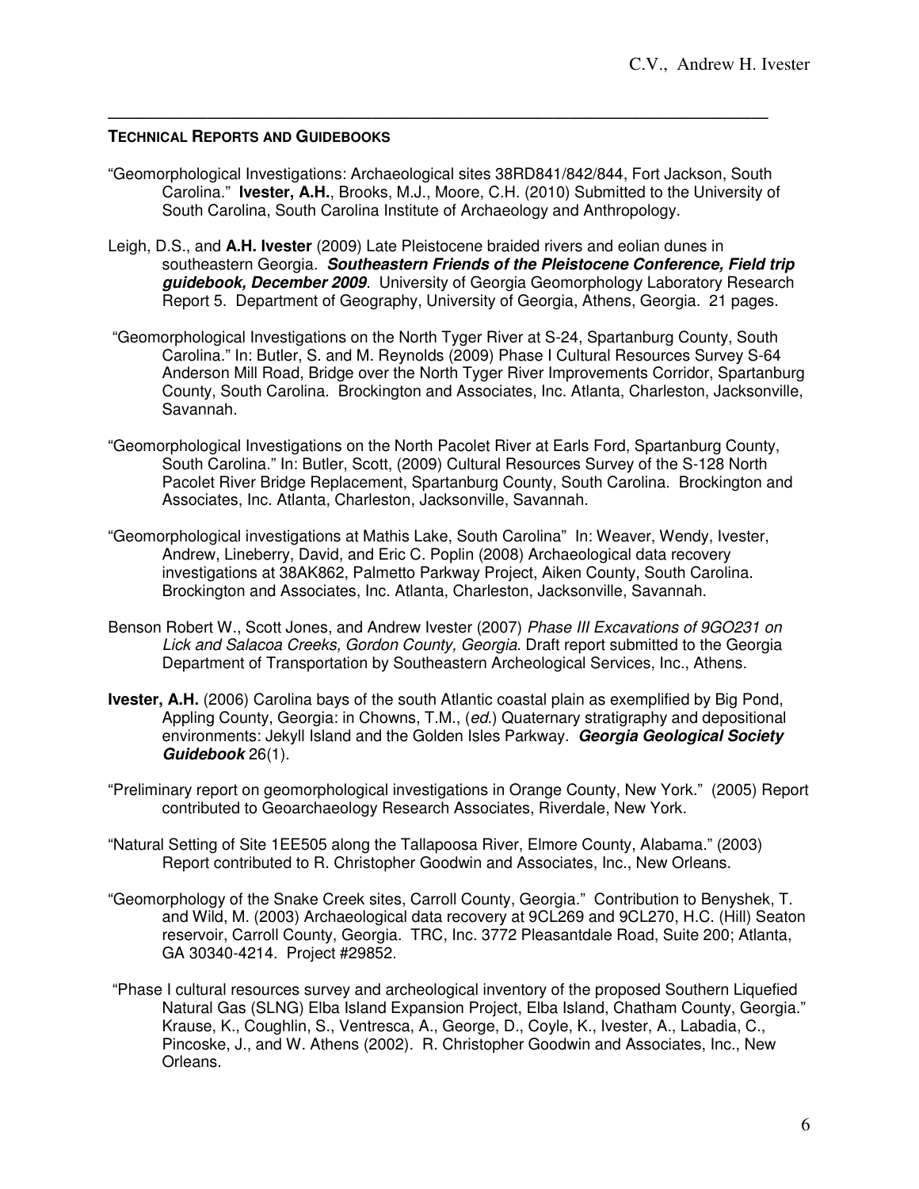## TECHNICAL REPORTS AND GUIDEBOOKS

"Geomorphological Investigations: Archaeological sites 38RD841/842/844, Fort Jackson, South Carolina." **Ivester, A.H.**, Brooks, M.J., Moore, C.H. (2010) Submitted to the University of South Carolina, South Carolina Institute of Archaeology and Anthropology.

Leigh, D.S., and **A.H. Ivester** (2009) Late Pleistocene braided rivers and eolian dunes in southeastern Georgia. ***Southeastern Friends of the Pleistocene Conference, Field trip guidebook, December 2009***. University of Georgia Geomorphology Laboratory Research Report 5. Department of Geography, University of Georgia, Athens, Georgia. 21 pages.

"Geomorphological Investigations on the North Tyger River at S-24, Spartanburg County, South Carolina." In: Butler, S. and M. Reynolds (2009) Phase I Cultural Resources Survey S-64 Anderson Mill Road, Bridge over the North Tyger River Improvements Corridor, Spartanburg County, South Carolina. Brockington and Associates, Inc. Atlanta, Charleston, Jacksonville, Savannah.

"Geomorphological Investigations on the North Pacolet River at Earls Ford, Spartanburg County, South Carolina." In: Butler, Scott, (2009) Cultural Resources Survey of the S-128 North Pacolet River Bridge Replacement, Spartanburg County, South Carolina. Brockington and Associates, Inc. Atlanta, Charleston, Jacksonville, Savannah.

"Geomorphological investigations at Mathis Lake, South Carolina" In: Weaver, Wendy, Ivester, Andrew, Lineberry, David, and Eric C. Poplin (2008) Archaeological data recovery investigations at 38AK862, Palmetto Parkway Project, Aiken County, South Carolina. Brockington and Associates, Inc. Atlanta, Charleston, Jacksonville, Savannah.

Benson Robert W., Scott Jones, and Andrew Ivester (2007) *Phase III Excavations of 9GO231 on Lick and Salacoa Creeks, Gordon County, Georgia*. Draft report submitted to the Georgia Department of Transportation by Southeastern Archeological Services, Inc., Athens.

**Ivester, A.H.** (2006) Carolina bays of the south Atlantic coastal plain as exemplified by Big Pond, Appling County, Georgia: in Chowns, T.M., (*ed.*) Quaternary stratigraphy and depositional environments: Jekyll Island and the Golden Isles Parkway. ***Georgia Geological Society Guidebook*** 26(1).

"Preliminary report on geomorphological investigations in Orange County, New York." (2005) Report contributed to Geoarchaeology Research Associates, Riverdale, New York.

"Natural Setting of Site 1EE505 along the Tallapoosa River, Elmore County, Alabama." (2003) Report contributed to R. Christopher Goodwin and Associates, Inc., New Orleans.

"Geomorphology of the Snake Creek sites, Carroll County, Georgia." Contribution to Benyshek, T. and Wild, M. (2003) Archaeological data recovery at 9CL269 and 9CL270, H.C. (Hill) Seaton reservoir, Carroll County, Georgia. TRC, Inc. 3772 Pleasantdale Road, Suite 200; Atlanta, GA 30340-4214. Project #29852.

"Phase I cultural resources survey and archeological inventory of the proposed Southern Liquefied Natural Gas (SLNG) Elba Island Expansion Project, Elba Island, Chatham County, Georgia." Krause, K., Coughlin, S., Ventresca, A., George, D., Coyle, K., Ivester, A., Labadia, C., Pincoske, J., and W. Athens (2002). R. Christopher Goodwin and Associates, Inc., New Orleans.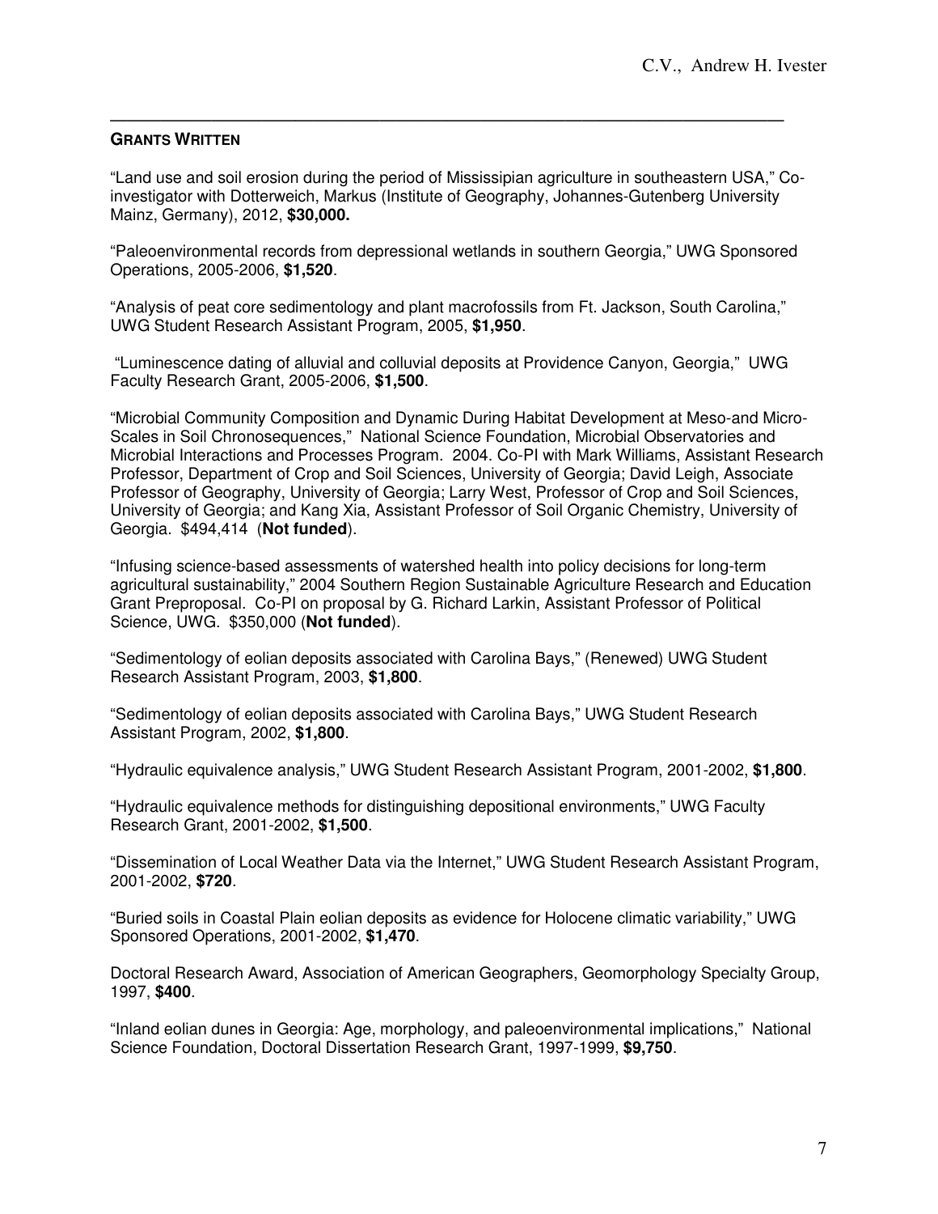## GRANTS WRITTEN

"Land use and soil erosion during the period of Mississipian agriculture in southeastern USA," Co-investigator with Dotterweich, Markus (Institute of Geography, Johannes-Gutenberg University Mainz, Germany), 2012, **$30,000.**

"Paleoenvironmental records from depressional wetlands in southern Georgia," UWG Sponsored Operations, 2005-2006, **$1,520**.

"Analysis of peat core sedimentology and plant macrofossils from Ft. Jackson, South Carolina," UWG Student Research Assistant Program, 2005, **$1,950**.

"Luminescence dating of alluvial and colluvial deposits at Providence Canyon, Georgia," UWG Faculty Research Grant, 2005-2006, **$1,500**.

"Microbial Community Composition and Dynamic During Habitat Development at Meso-and Micro-Scales in Soil Chronosequences," National Science Foundation, Microbial Observatories and Microbial Interactions and Processes Program. 2004. Co-PI with Mark Williams, Assistant Research Professor, Department of Crop and Soil Sciences, University of Georgia; David Leigh, Associate Professor of Geography, University of Georgia; Larry West, Professor of Crop and Soil Sciences, University of Georgia; and Kang Xia, Assistant Professor of Soil Organic Chemistry, University of Georgia. $494,414 (**Not funded**).

"Infusing science-based assessments of watershed health into policy decisions for long-term agricultural sustainability," 2004 Southern Region Sustainable Agriculture Research and Education Grant Preproposal. Co-PI on proposal by G. Richard Larkin, Assistant Professor of Political Science, UWG. $350,000 (**Not funded**).

"Sedimentology of eolian deposits associated with Carolina Bays," (Renewed) UWG Student Research Assistant Program, 2003, **$1,800**.

"Sedimentology of eolian deposits associated with Carolina Bays," UWG Student Research Assistant Program, 2002, **$1,800**.

"Hydraulic equivalence analysis," UWG Student Research Assistant Program, 2001-2002, **$1,800**.

"Hydraulic equivalence methods for distinguishing depositional environments," UWG Faculty Research Grant, 2001-2002, **$1,500**.

"Dissemination of Local Weather Data via the Internet," UWG Student Research Assistant Program, 2001-2002, **$720**.

"Buried soils in Coastal Plain eolian deposits as evidence for Holocene climatic variability," UWG Sponsored Operations, 2001-2002, **$1,470**.

Doctoral Research Award, Association of American Geographers, Geomorphology Specialty Group, 1997, **$400**.

"Inland eolian dunes in Georgia: Age, morphology, and paleoenvironmental implications," National Science Foundation, Doctoral Dissertation Research Grant, 1997-1999, **$9,750**.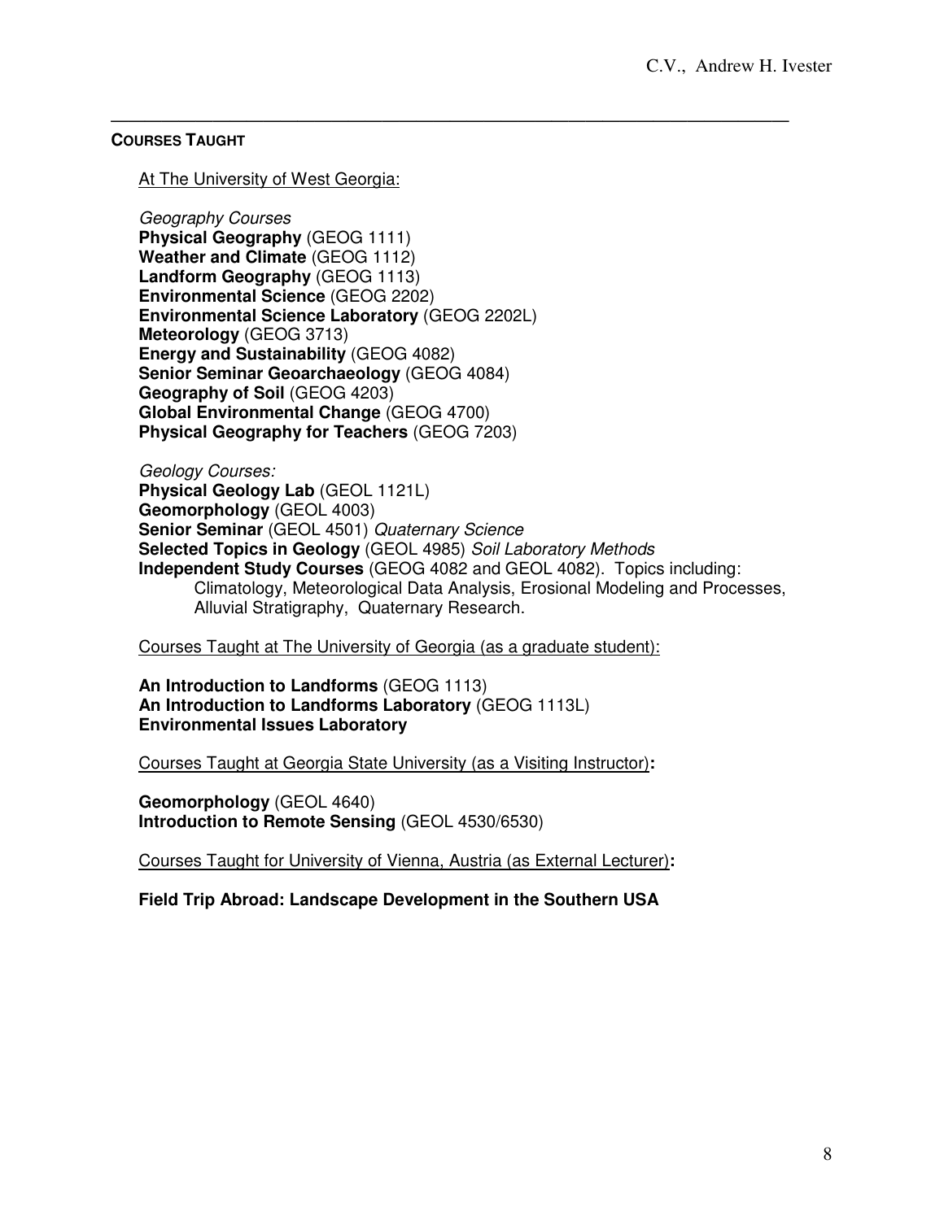## COURSES TAUGHT

At The University of West Georgia:

*Geography Courses*

**Physical Geography** (GEOG 1111)
**Weather and Climate** (GEOG 1112)
**Landform Geography** (GEOG 1113)
**Environmental Science** (GEOG 2202)
**Environmental Science Laboratory** (GEOG 2202L)
**Meteorology** (GEOG 3713)
**Energy and Sustainability** (GEOG 4082)
**Senior Seminar Geoarchaeology** (GEOG 4084)
**Geography of Soil** (GEOG 4203)
**Global Environmental Change** (GEOG 4700)
**Physical Geography for Teachers** (GEOG 7203)

*Geology Courses:*

**Physical Geology Lab** (GEOL 1121L)
**Geomorphology** (GEOL 4003)
**Senior Seminar** (GEOL 4501) *Quaternary Science*
**Selected Topics in Geology** (GEOL 4985) *Soil Laboratory Methods*
**Independent Study Courses** (GEOG 4082 and GEOL 4082). Topics including:
Climatology, Meteorological Data Analysis, Erosional Modeling and Processes, Alluvial Stratigraphy, Quaternary Research.

Courses Taught at The University of Georgia (as a graduate student):

**An Introduction to Landforms** (GEOG 1113)
**An Introduction to Landforms Laboratory** (GEOG 1113L)
**Environmental Issues Laboratory**

Courses Taught at Georgia State University (as a Visiting Instructor)**:**

**Geomorphology** (GEOL 4640)
**Introduction to Remote Sensing** (GEOL 4530/6530)

Courses Taught for University of Vienna, Austria (as External Lecturer)**:**

**Field Trip Abroad: Landscape Development in the Southern USA**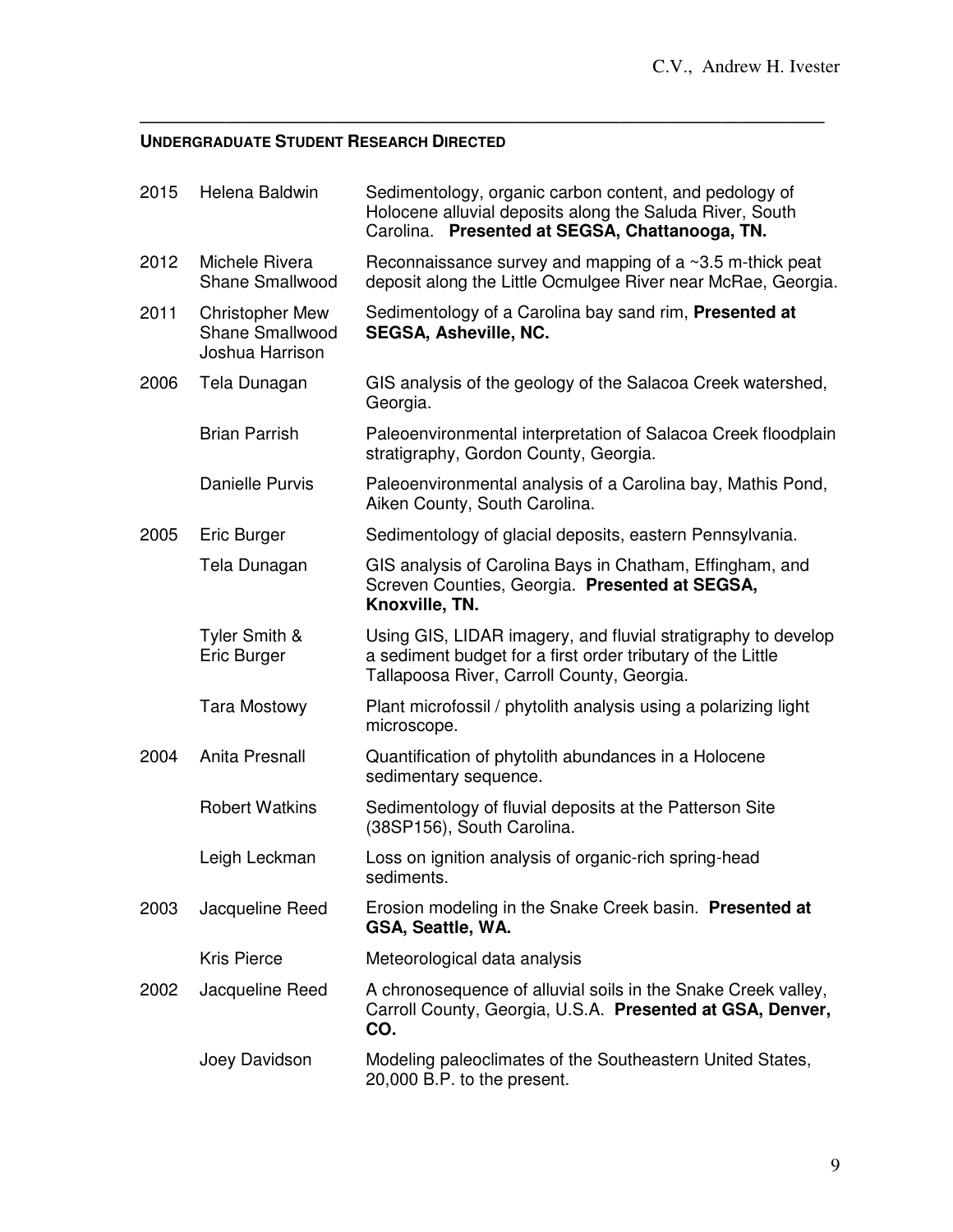## Undergraduate Student Research Directed

| Year | Student(s) | Project |
|---|---|---|
| 2015 | Helena Baldwin | Sedimentology, organic carbon content, and pedology of Holocene alluvial deposits along the Saluda River, South Carolina. **Presented at SEGSA, Chattanooga, TN.** |
| 2012 | Michele Rivera<br>Shane Smallwood | Reconnaissance survey and mapping of a ~3.5 m-thick peat deposit along the Little Ocmulgee River near McRae, Georgia. |
| 2011 | Christopher Mew<br>Shane Smallwood<br>Joshua Harrison | Sedimentology of a Carolina bay sand rim, **Presented at SEGSA, Asheville, NC.** |
| 2006 | Tela Dunagan | GIS analysis of the geology of the Salacoa Creek watershed, Georgia. |
| | Brian Parrish | Paleoenvironmental interpretation of Salacoa Creek floodplain stratigraphy, Gordon County, Georgia. |
| | Danielle Purvis | Paleoenvironmental analysis of a Carolina bay, Mathis Pond, Aiken County, South Carolina. |
| 2005 | Eric Burger | Sedimentology of glacial deposits, eastern Pennsylvania. |
| | Tela Dunagan | GIS analysis of Carolina Bays in Chatham, Effingham, and Screven Counties, Georgia. **Presented at SEGSA, Knoxville, TN.** |
| | Tyler Smith &<br>Eric Burger | Using GIS, LIDAR imagery, and fluvial stratigraphy to develop a sediment budget for a first order tributary of the Little Tallapoosa River, Carroll County, Georgia. |
| | Tara Mostowy | Plant microfossil / phytolith analysis using a polarizing light microscope. |
| 2004 | Anita Presnall | Quantification of phytolith abundances in a Holocene sedimentary sequence. |
| | Robert Watkins | Sedimentology of fluvial deposits at the Patterson Site (38SP156), South Carolina. |
| | Leigh Leckman | Loss on ignition analysis of organic-rich spring-head sediments. |
| 2003 | Jacqueline Reed | Erosion modeling in the Snake Creek basin. **Presented at GSA, Seattle, WA.** |
| | Kris Pierce | Meteorological data analysis |
| 2002 | Jacqueline Reed | A chronosequence of alluvial soils in the Snake Creek valley, Carroll County, Georgia, U.S.A. **Presented at GSA, Denver, CO.** |
| | Joey Davidson | Modeling paleoclimates of the Southeastern United States, 20,000 B.P. to the present. |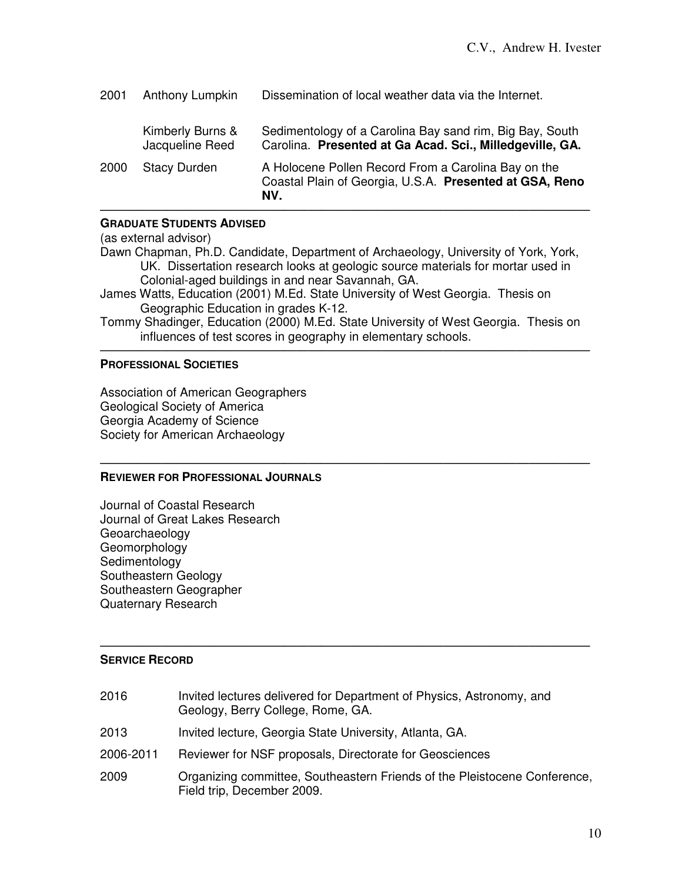| | | |
|---|---|---|
| 2001 | Anthony Lumpkin | Dissemination of local weather data via the Internet. |
| | Kimberly Burns & Jacqueline Reed | Sedimentology of a Carolina Bay sand rim, Big Bay, South Carolina. **Presented at Ga Acad. Sci., Milledgeville, GA.** |
| 2000 | Stacy Durden | A Holocene Pollen Record From a Carolina Bay on the Coastal Plain of Georgia, U.S.A. **Presented at GSA, Reno NV.** |

---

## GRADUATE STUDENTS ADVISED

(as external advisor)

Dawn Chapman, Ph.D. Candidate, Department of Archaeology, University of York, York, UK. Dissertation research looks at geologic source materials for mortar used in Colonial-aged buildings in and near Savannah, GA.

James Watts, Education (2001) M.Ed. State University of West Georgia. Thesis on Geographic Education in grades K-12.

Tommy Shadinger, Education (2000) M.Ed. State University of West Georgia. Thesis on influences of test scores in geography in elementary schools.

---

## PROFESSIONAL SOCIETIES

Association of American Geographers
Geological Society of America
Georgia Academy of Science
Society for American Archaeology

---

## REVIEWER FOR PROFESSIONAL JOURNALS

Journal of Coastal Research
Journal of Great Lakes Research
Geoarchaeology
Geomorphology
Sedimentology
Southeastern Geology
Southeastern Geographer
Quaternary Research

---

## SERVICE RECORD

| | |
|---|---|
| 2016 | Invited lectures delivered for Department of Physics, Astronomy, and Geology, Berry College, Rome, GA. |
| 2013 | Invited lecture, Georgia State University, Atlanta, GA. |
| 2006-2011 | Reviewer for NSF proposals, Directorate for Geosciences |
| 2009 | Organizing committee, Southeastern Friends of the Pleistocene Conference, Field trip, December 2009. |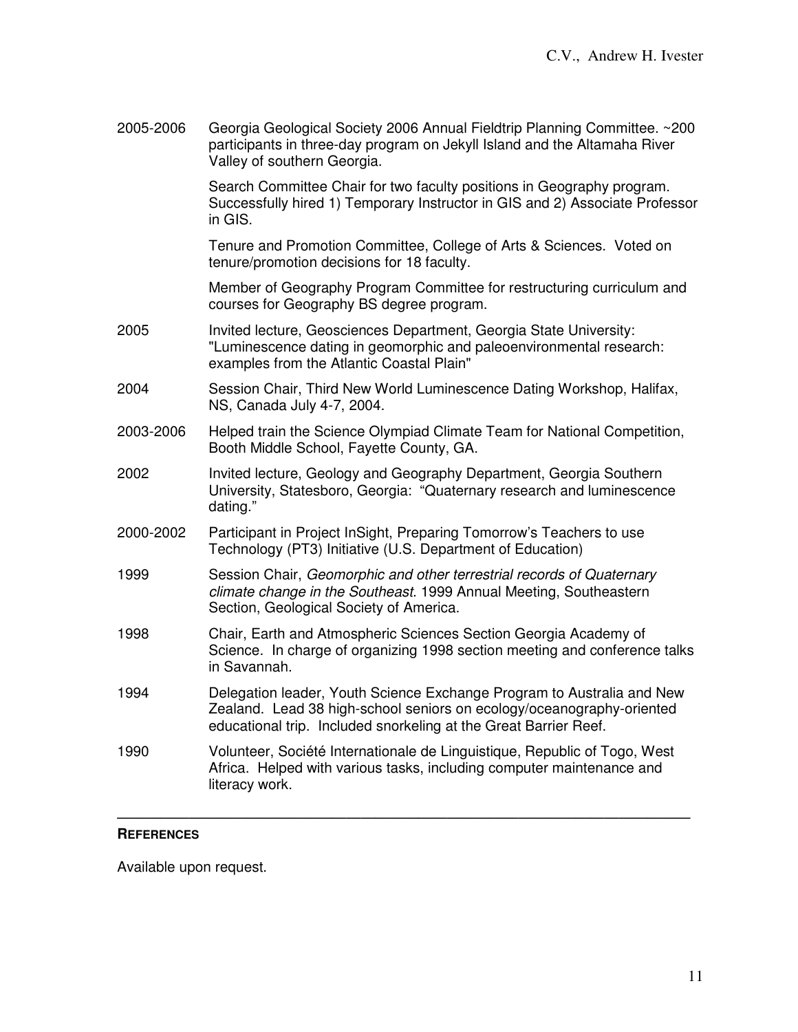2005-2006 Georgia Geological Society 2006 Annual Fieldtrip Planning Committee. ~200 participants in three-day program on Jekyll Island and the Altamaha River Valley of southern Georgia.

Search Committee Chair for two faculty positions in Geography program. Successfully hired 1) Temporary Instructor in GIS and 2) Associate Professor in GIS.

Tenure and Promotion Committee, College of Arts & Sciences. Voted on tenure/promotion decisions for 18 faculty.

Member of Geography Program Committee for restructuring curriculum and courses for Geography BS degree program.

2005 Invited lecture, Geosciences Department, Georgia State University: "Luminescence dating in geomorphic and paleoenvironmental research: examples from the Atlantic Coastal Plain"

2004 Session Chair, Third New World Luminescence Dating Workshop, Halifax, NS, Canada July 4-7, 2004.

2003-2006 Helped train the Science Olympiad Climate Team for National Competition, Booth Middle School, Fayette County, GA.

2002 Invited lecture, Geology and Geography Department, Georgia Southern University, Statesboro, Georgia: "Quaternary research and luminescence dating."

2000-2002 Participant in Project InSight, Preparing Tomorrow's Teachers to use Technology (PT3) Initiative (U.S. Department of Education)

1999 Session Chair, *Geomorphic and other terrestrial records of Quaternary climate change in the Southeast*. 1999 Annual Meeting, Southeastern Section, Geological Society of America.

1998 Chair, Earth and Atmospheric Sciences Section Georgia Academy of Science. In charge of organizing 1998 section meeting and conference talks in Savannah.

1994 Delegation leader, Youth Science Exchange Program to Australia and New Zealand. Lead 38 high-school seniors on ecology/oceanography-oriented educational trip. Included snorkeling at the Great Barrier Reef.

1990 Volunteer, Société Internationale de Linguistique, Republic of Togo, West Africa. Helped with various tasks, including computer maintenance and literacy work.

---

**REFERENCES**

Available upon request.